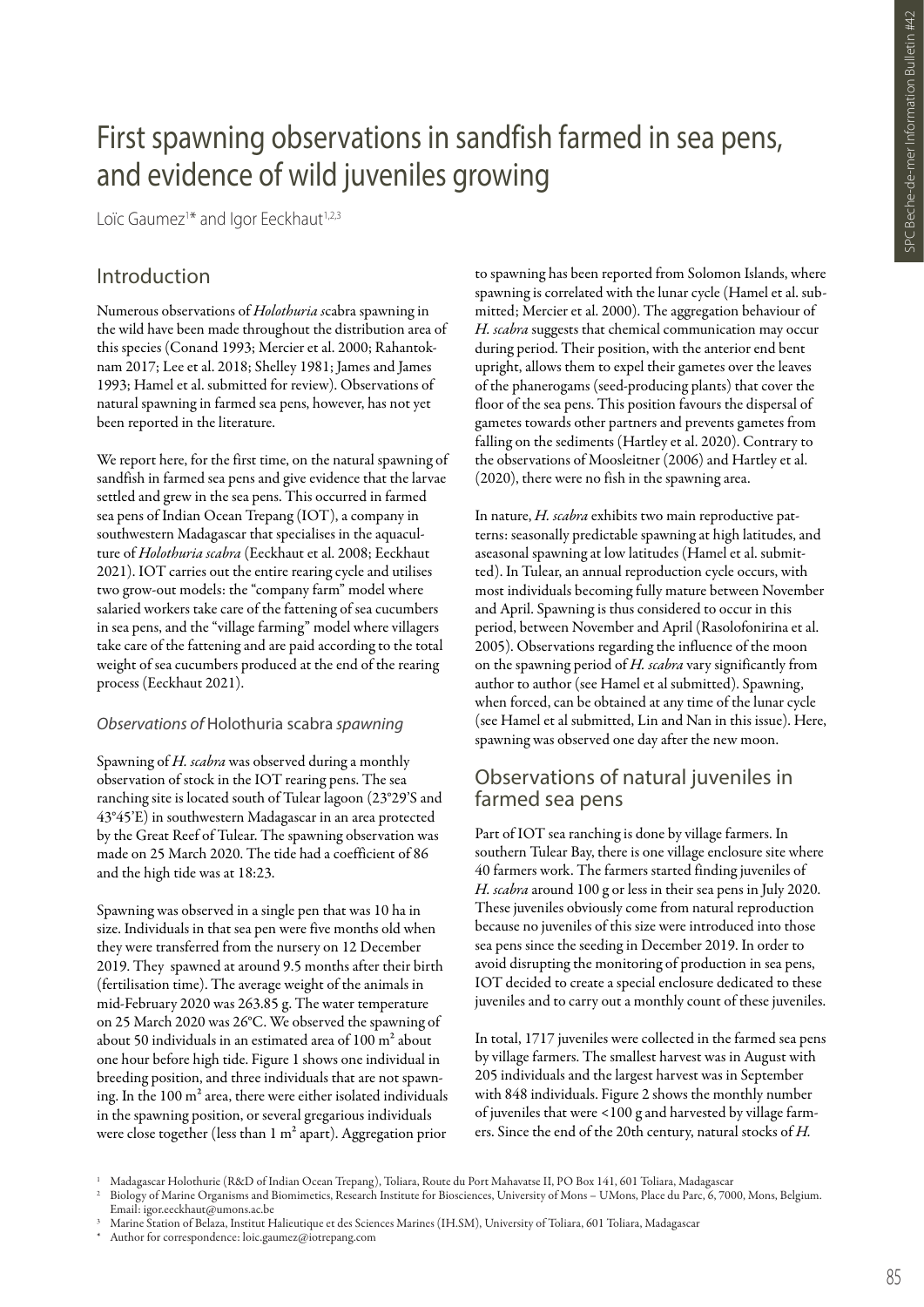# First spawning observations in sandfish farmed in sea pens, and evidence of wild juveniles growing

Loïc Gaumez[1]* and Igor Eeckhaut[1,2,3]

## Introduction

Numerous observations of *Holothuria s*cabra spawning in the wild have been made throughout the distribution area of this species (Conand 1993; Mercier et al. 2000; Rahantoknam 2017; Lee et al. 2018; Shelley 1981; James and James 1993; Hamel et al. submitted for review). Observations of natural spawning in farmed sea pens, however, has not yet been reported in the literature.

We report here, for the first time, on the natural spawning of sandfish in farmed sea pens and give evidence that the larvae settled and grew in the sea pens. This occurred in farmed sea pens of Indian Ocean Trepang (IOT), a company in southwestern Madagascar that specialises in the aquaculture of *Holothuria scabra* (Eeckhaut et al. 2008; Eeckhaut 2021). IOT carries out the entire rearing cycle and utilises two grow-out models: the "company farm" model where salaried workers take care of the fattening of sea cucumbers in sea pens, and the "village farming" model where villagers take care of the fattening and are paid according to the total weight of sea cucumbers produced at the end of the rearing process (Eeckhaut 2021).

### *Observations of* Holothuria scabra *spawning*

Spawning of *H. scabra* was observed during a monthly observation of stock in the IOT rearing pens. The sea ranching site is located south of Tulear lagoon (23°29'S and 43°45'E) in southwestern Madagascar in an area protected by the Great Reef of Tulear. The spawning observation was made on 25 March 2020. The tide had a coefficient of 86 and the high tide was at 18:23.

Spawning was observed in a single pen that was 10 ha in size. Individuals in that sea pen were five months old when they were transferred from the nursery on 12 December 2019. They spawned at around 9.5 months after their birth (fertilisation time). The average weight of the animals in mid-February 2020 was 263.85 g. The water temperature on 25 March 2020 was 26°C. We observed the spawning of about 50 individuals in an estimated area of 100 m² about one hour before high tide. Figure 1 shows one individual in breeding position, and three individuals that are not spawning. In the 100 m² area, there were either isolated individuals in the spawning position, or several gregarious individuals were close together (less than 1 m² apart). Aggregation prior to spawning has been reported from Solomon Islands, where spawning is correlated with the lunar cycle (Hamel et al. submitted; Mercier et al. 2000). The aggregation behaviour of *H. scabra* suggests that chemical communication may occur during period. Their position, with the anterior end bent upright, allows them to expel their gametes over the leaves of the phanerogams (seed-producing plants) that cover the floor of the sea pens. This position favours the dispersal of gametes towards other partners and prevents gametes from falling on the sediments (Hartley et al. 2020). Contrary to the observations of Moosleitner (2006) and Hartley et al. (2020), there were no fish in the spawning area.

In nature, *H. scabra* exhibits two main reproductive patterns: seasonally predictable spawning at high latitudes, and aseasonal spawning at low latitudes (Hamel et al. submitted). In Tulear, an annual reproduction cycle occurs, with most individuals becoming fully mature between November and April. Spawning is thus considered to occur in this period, between November and April (Rasolofonirina et al. 2005). Observations regarding the influence of the moon on the spawning period of *H. scabra* vary significantly from author to author (see Hamel et al submitted). Spawning, when forced, can be obtained at any time of the lunar cycle (see Hamel et al submitted, Lin and Nan in this issue). Here, spawning was observed one day after the new moon.

## Observations of natural juveniles in farmed sea pens

Part of IOT sea ranching is done by village farmers. In southern Tulear Bay, there is one village enclosure site where 40 farmers work. The farmers started finding juveniles of *H. scabra* around 100 g or less in their sea pens in July 2020. These juveniles obviously come from natural reproduction because no juveniles of this size were introduced into those sea pens since the seeding in December 2019. In order to avoid disrupting the monitoring of production in sea pens, IOT decided to create a special enclosure dedicated to these juveniles and to carry out a monthly count of these juveniles.

In total, 1717 juveniles were collected in the farmed sea pens by village farmers. The smallest harvest was in August with 205 individuals and the largest harvest was in September with 848 individuals. Figure 2 shows the monthly number of juveniles that were <100 g and harvested by village farmers. Since the end of the 20th century, natural stocks of *H.*

[1] Madagascar Holothurie (R&D of Indian Ocean Trepang), Toliara, Route du Port Mahavatse II, PO Box 141, 601 Toliara, Madagascar

[2] Biology of Marine Organisms and Biomimetics, Research Institute for Biosciences, University of Mons – UMons, Place du Parc, 6, 7000, Mons, Belgium. Email: igor.eeckhaut@umons.ac.be

[3] Marine Station of Belaza, Institut Halieutique et des Sciences Marines (IH.SM), University of Toliara, 601 Toliara, Madagascar

* Author for correspondence: loic.gaumez@iotrepang.com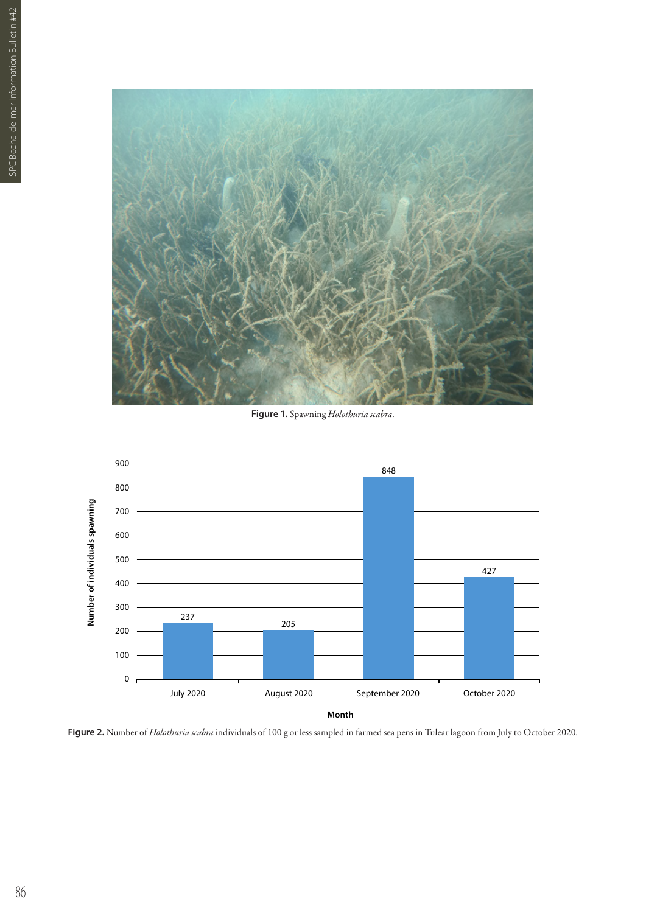**Figure 1.** Spawning *Holothuria scabra*.

| Month | Number of individuals spawning |
|---|---|
| July 2020 | 237 |
| August 2020 | 205 |
| September 2020 | 848 |
| October 2020 | 427 |

**Figure 2.** Number of *Holothuria scabra* individuals of 100 g or less sampled in farmed sea pens in Tulear lagoon from July to October 2020.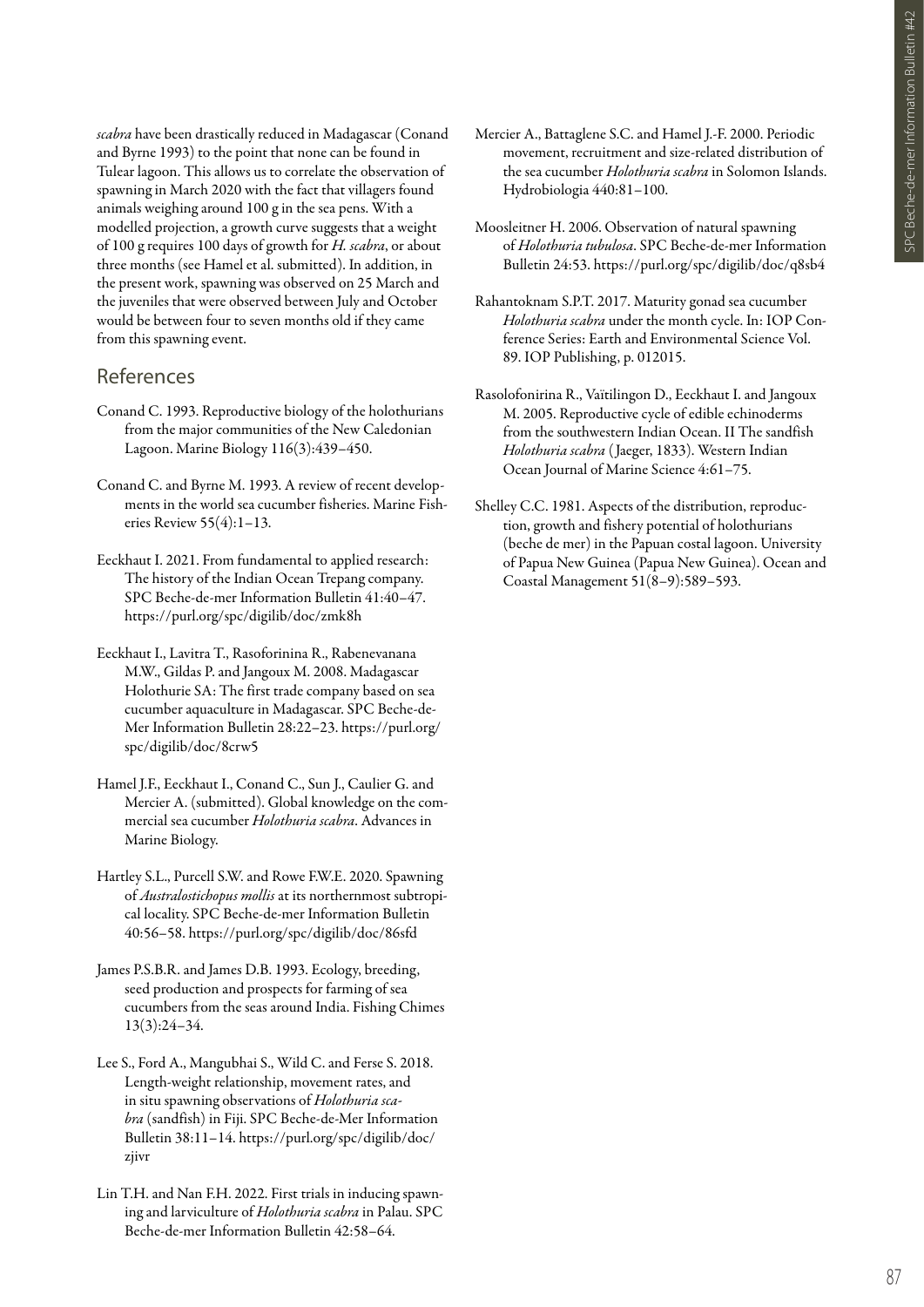*scabra* have been drastically reduced in Madagascar (Conand and Byrne 1993) to the point that none can be found in Tulear lagoon. This allows us to correlate the observation of spawning in March 2020 with the fact that villagers found animals weighing around 100 g in the sea pens. With a modelled projection, a growth curve suggests that a weight of 100 g requires 100 days of growth for *H. scabra*, or about three months (see Hamel et al. submitted). In addition, in the present work, spawning was observed on 25 March and the juveniles that were observed between July and October would be between four to seven months old if they came from this spawning event.

## References

Conand C. 1993. Reproductive biology of the holothurians from the major communities of the New Caledonian Lagoon. Marine Biology 116(3):439–450.

Conand C. and Byrne M. 1993. A review of recent developments in the world sea cucumber fisheries. Marine Fisheries Review 55(4):1–13.

Eeckhaut I. 2021. From fundamental to applied research: The history of the Indian Ocean Trepang company. SPC Beche-de-mer Information Bulletin 41:40–47. https://purl.org/spc/digilib/doc/zmk8h

Eeckhaut I., Lavitra T., Rasoforinina R., Rabenevanana M.W., Gildas P. and Jangoux M. 2008. Madagascar Holothurie SA: The first trade company based on sea cucumber aquaculture in Madagascar. SPC Beche-de-Mer Information Bulletin 28:22–23. https://purl.org/spc/digilib/doc/8crw5

Hamel J.F., Eeckhaut I., Conand C., Sun J., Caulier G. and Mercier A. (submitted). Global knowledge on the commercial sea cucumber *Holothuria scabra*. Advances in Marine Biology.

Hartley S.L., Purcell S.W. and Rowe F.W.E. 2020. Spawning of *Australostichopus mollis* at its northernmost subtropical locality. SPC Beche-de-mer Information Bulletin 40:56–58. https://purl.org/spc/digilib/doc/86sfd

James P.S.B.R. and James D.B. 1993. Ecology, breeding, seed production and prospects for farming of sea cucumbers from the seas around India. Fishing Chimes 13(3):24–34.

Lee S., Ford A., Mangubhai S., Wild C. and Ferse S. 2018. Length-weight relationship, movement rates, and in situ spawning observations of *Holothuria scabra* (sandfish) in Fiji. SPC Beche-de-Mer Information Bulletin 38:11–14. https://purl.org/spc/digilib/doc/zjivr

Lin T.H. and Nan F.H. 2022. First trials in inducing spawning and larviculture of *Holothuria scabra* in Palau. SPC Beche-de-mer Information Bulletin 42:58–64.

Mercier A., Battaglene S.C. and Hamel J.-F. 2000. Periodic movement, recruitment and size-related distribution of the sea cucumber *Holothuria scabra* in Solomon Islands. Hydrobiologia 440:81–100.

Moosleitner H. 2006. Observation of natural spawning of *Holothuria tubulosa*. SPC Beche-de-mer Information Bulletin 24:53. https://purl.org/spc/digilib/doc/q8sb4

Rahantoknam S.P.T. 2017. Maturity gonad sea cucumber *Holothuria scabra* under the month cycle. In: IOP Conference Series: Earth and Environmental Science Vol. 89. IOP Publishing, p. 012015.

Rasolofonirina R., Vaïtilingon D., Eeckhaut I. and Jangoux M. 2005. Reproductive cycle of edible echinoderms from the southwestern Indian Ocean. II The sandfish *Holothuria scabra* (Jaeger, 1833). Western Indian Ocean Journal of Marine Science 4:61–75.

Shelley C.C. 1981. Aspects of the distribution, reproduction, growth and fishery potential of holothurians (beche de mer) in the Papuan costal lagoon. University of Papua New Guinea (Papua New Guinea). Ocean and Coastal Management 51(8–9):589–593.